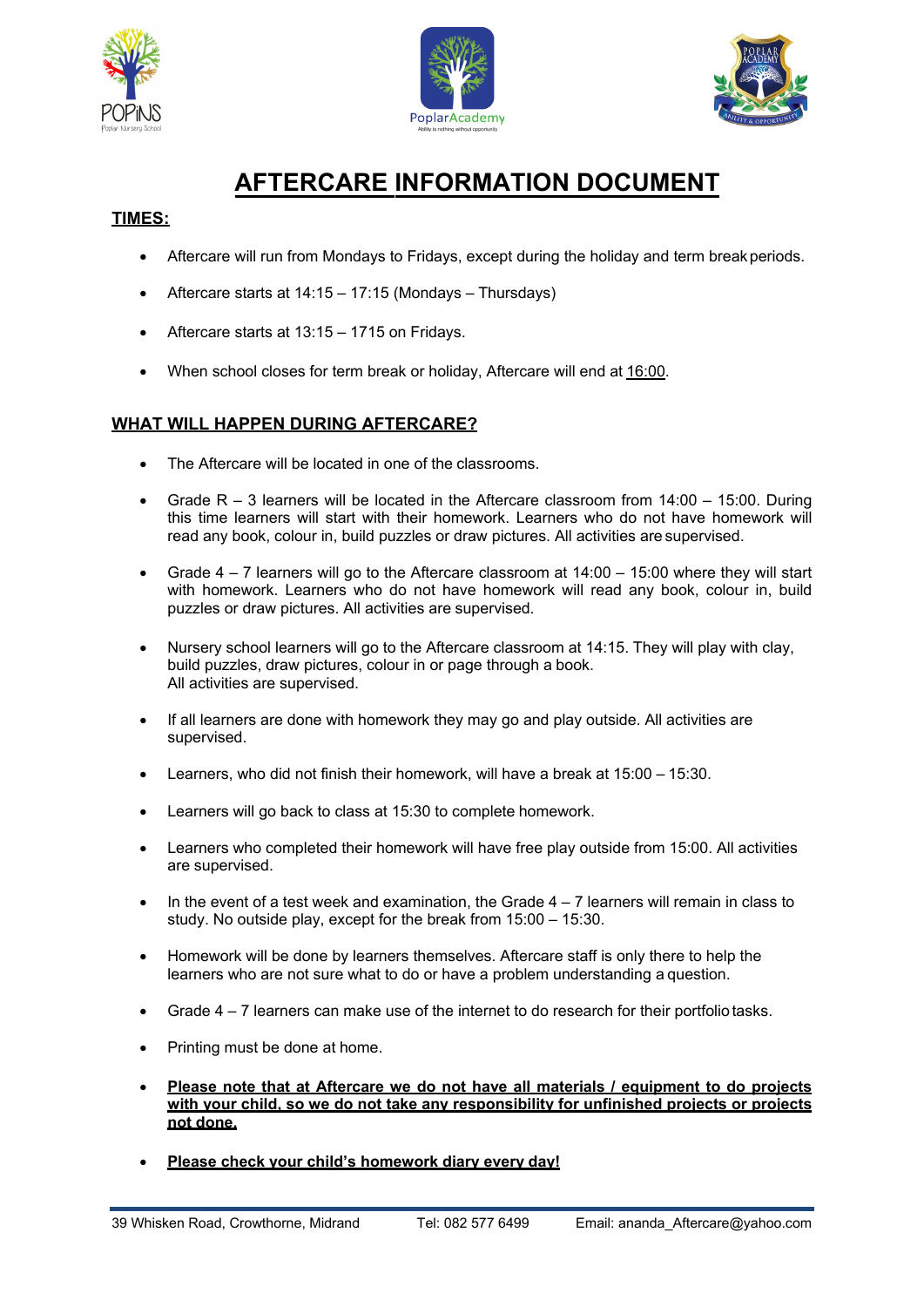# AFTERCARE INFORMATION DOCUMENT

## TIMES:

- Aftercare will run from Mondays to Fridays, except during the holiday and term break periods.
- Aftercare starts at 14:15 – 17:15 (Mondays – Thursdays)
- Aftercare starts at 13:15 – 1715 on Fridays.
- When school closes for term break or holiday, Aftercare will end at 16:00.

## WHAT WILL HAPPEN DURING AFTERCARE?

- The Aftercare will be located in one of the classrooms.
- Grade R – 3 learners will be located in the Aftercare classroom from 14:00 – 15:00. During this time learners will start with their homework. Learners who do not have homework will read any book, colour in, build puzzles or draw pictures. All activities are supervised.
- Grade 4 – 7 learners will go to the Aftercare classroom at 14:00 – 15:00 where they will start with homework. Learners who do not have homework will read any book, colour in, build puzzles or draw pictures. All activities are supervised.
- Nursery school learners will go to the Aftercare classroom at 14:15. They will play with clay, build puzzles, draw pictures, colour in or page through a book. All activities are supervised.
- If all learners are done with homework they may go and play outside. All activities are supervised.
- Learners, who did not finish their homework, will have a break at 15:00 – 15:30.
- Learners will go back to class at 15:30 to complete homework.
- Learners who completed their homework will have free play outside from 15:00. All activities are supervised.
- In the event of a test week and examination, the Grade 4 – 7 learners will remain in class to study. No outside play, except for the break from 15:00 – 15:30.
- Homework will be done by learners themselves. Aftercare staff is only there to help the learners who are not sure what to do or have a problem understanding a question.
- Grade 4 – 7 learners can make use of the internet to do research for their portfolio tasks.
- Printing must be done at home.
- **Please note that at Aftercare we do not have all materials / equipment to do projects with your child, so we do not take any responsibility for unfinished projects or projects not done.**
- **Please check your child's homework diary every day!**

39 Whisken Road, Crowthorne, Midrand    Tel: 082 577 6499    Email: ananda_Aftercare@yahoo.com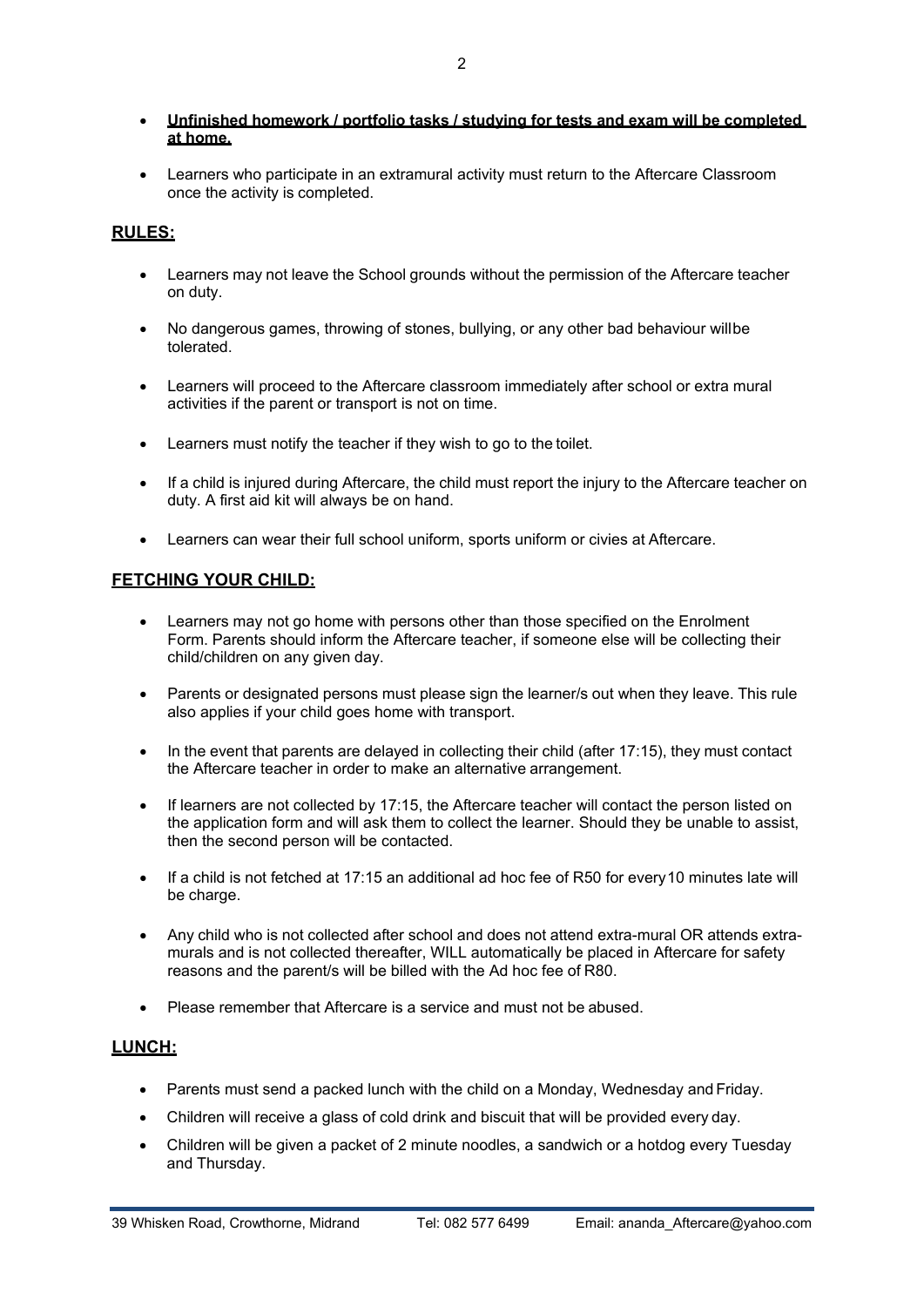- **Unfinished homework / portfolio tasks / studying for tests and exam will be completed at home.**

- Learners who participate in an extramural activity must return to the Aftercare Classroom once the activity is completed.

## RULES:

- Learners may not leave the School grounds without the permission of the Aftercare teacher on duty.

- No dangerous games, throwing of stones, bullying, or any other bad behaviour willbe tolerated.

- Learners will proceed to the Aftercare classroom immediately after school or extra mural activities if the parent or transport is not on time.

- Learners must notify the teacher if they wish to go to the toilet.

- If a child is injured during Aftercare, the child must report the injury to the Aftercare teacher on duty. A first aid kit will always be on hand.

- Learners can wear their full school uniform, sports uniform or civies at Aftercare.

## FETCHING YOUR CHILD:

- Learners may not go home with persons other than those specified on the Enrolment Form. Parents should inform the Aftercare teacher, if someone else will be collecting their child/children on any given day.

- Parents or designated persons must please sign the learner/s out when they leave. This rule also applies if your child goes home with transport.

- In the event that parents are delayed in collecting their child (after 17:15), they must contact the Aftercare teacher in order to make an alternative arrangement.

- If learners are not collected by 17:15, the Aftercare teacher will contact the person listed on the application form and will ask them to collect the learner. Should they be unable to assist, then the second person will be contacted.

- If a child is not fetched at 17:15 an additional ad hoc fee of R50 for every10 minutes late will be charge.

- Any child who is not collected after school and does not attend extra-mural OR attends extra-murals and is not collected thereafter, WILL automatically be placed in Aftercare for safety reasons and the parent/s will be billed with the Ad hoc fee of R80.

- Please remember that Aftercare is a service and must not be abused.

## LUNCH:

- Parents must send a packed lunch with the child on a Monday, Wednesday and Friday.
- Children will receive a glass of cold drink and biscuit that will be provided every day.
- Children will be given a packet of 2 minute noodles, a sandwich or a hotdog every Tuesday and Thursday.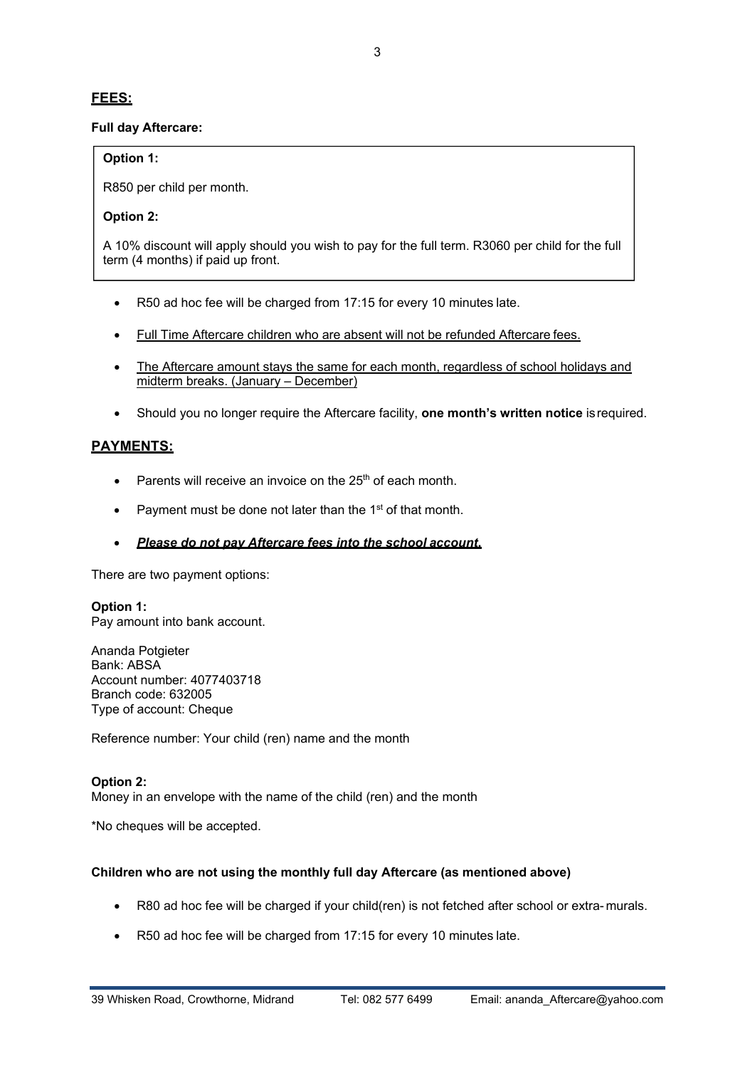## FEES:

**Full day Aftercare:**

**Option 1:**

R850 per child per month.

**Option 2:**

A 10% discount will apply should you wish to pay for the full term. R3060 per child for the full term (4 months) if paid up front.

- R50 ad hoc fee will be charged from 17:15 for every 10 minutes late.
- Full Time Aftercare children who are absent will not be refunded Aftercare fees.
- The Aftercare amount stays the same for each month, regardless of school holidays and midterm breaks. (January – December)
- Should you no longer require the Aftercare facility, **one month's written notice** is required.

## PAYMENTS:

- Parents will receive an invoice on the 25th of each month.
- Payment must be done not later than the 1st of that month.
- ***Please do not pay Aftercare fees into the school account.***

There are two payment options:

**Option 1:**
Pay amount into bank account.

Ananda Potgieter
Bank: ABSA
Account number: 4077403718
Branch code: 632005
Type of account: Cheque

Reference number: Your child (ren) name and the month

**Option 2:**
Money in an envelope with the name of the child (ren) and the month

*No cheques will be accepted.

**Children who are not using the monthly full day Aftercare (as mentioned above)**

- R80 ad hoc fee will be charged if your child(ren) is not fetched after school or extra- murals.
- R50 ad hoc fee will be charged from 17:15 for every 10 minutes late.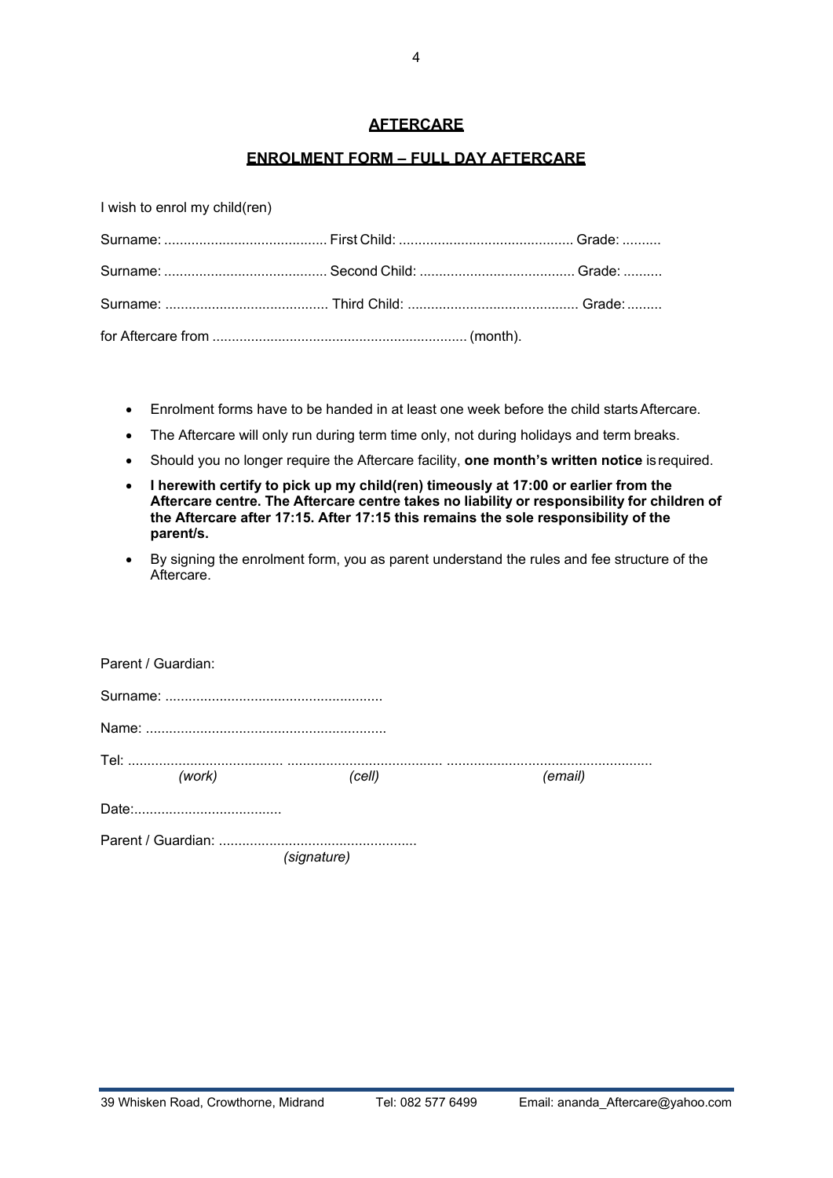# AFTERCARE

## ENROLMENT FORM – FULL DAY AFTERCARE

I wish to enrol my child(ren)

Surname: .......................................... First Child: ............................................ Grade: ..........

Surname: .......................................... Second Child: ........................................ Grade: ..........

Surname: .......................................... Third Child: ............................................ Grade: .........

for Aftercare from ................................................................. (month).

- Enrolment forms have to be handed in at least one week before the child starts Aftercare.
- The Aftercare will only run during term time only, not during holidays and term breaks.
- Should you no longer require the Aftercare facility, **one month's written notice** is required.
- **I herewith certify to pick up my child(ren) timeously at 17:00 or earlier from the Aftercare centre. The Aftercare centre takes no liability or responsibility for children of the Aftercare after 17:15. After 17:15 this remains the sole responsibility of the parent/s.**
- By signing the enrolment form, you as parent understand the rules and fee structure of the Aftercare.

Parent / Guardian:

Surname: .......................................................

Name: .............................................................

Tel: ....................................... ......................................... ....................................................
*(work)* *(cell)* *(email)*

Date:......................................

Parent / Guardian: ...................................................
*(signature)*

39 Whisken Road, Crowthorne, Midrand Tel: 082 577 6499 Email: ananda_Aftercare@yahoo.com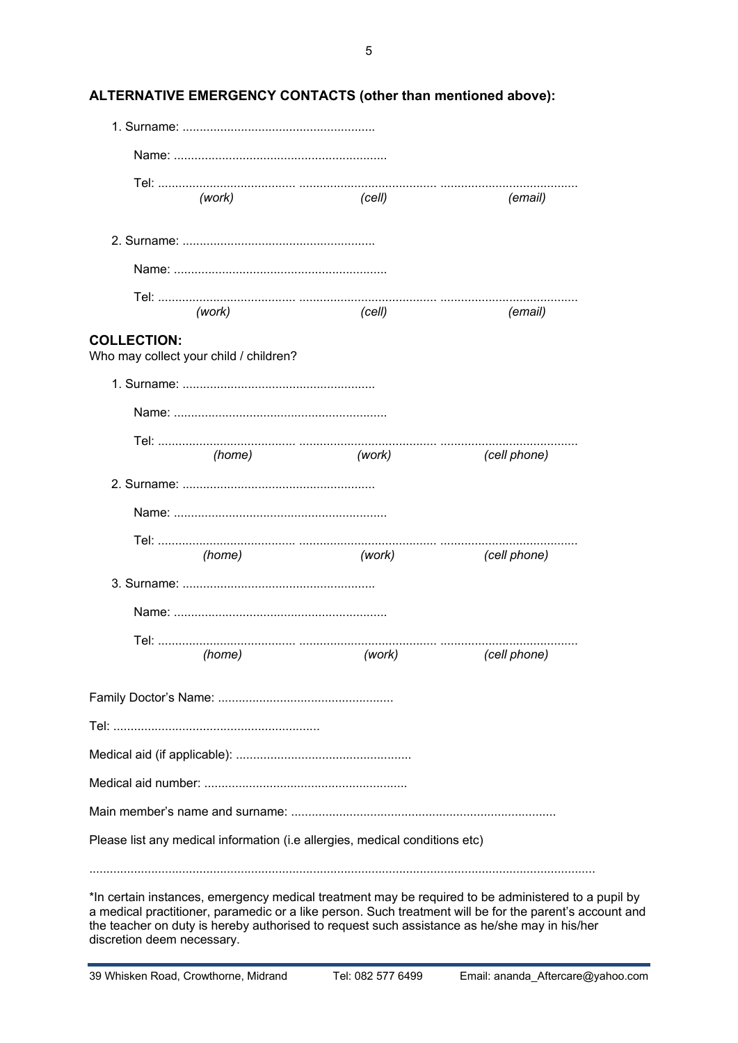**ALTERNATIVE EMERGENCY CONTACTS (other than mentioned above):**

1. Surname: .......................................................

   Name: .............................................................

   Tel: ........................................ ........................................ ........................................
   *(work)* *(cell)* *(email)*

2. Surname: .......................................................

   Name: .............................................................

   Tel: ........................................ ........................................ ........................................
   *(work)* *(cell)* *(email)*

**COLLECTION:**

Who may collect your child / children?

1. Surname: .......................................................

   Name: .............................................................

   Tel: ........................................ ........................................ ........................................
   *(home)* *(work)* *(cell phone)*

2. Surname: .......................................................

   Name: .............................................................

   Tel: ........................................ ........................................ ........................................
   *(home)* *(work)* *(cell phone)*

3. Surname: .......................................................

   Name: .............................................................

   Tel: ........................................ ........................................ ........................................
   *(home)* *(work)* *(cell phone)*

Family Doctor's Name: ..................................................

Tel: ...........................................................

Medical aid (if applicable): ..................................................

Medical aid number: ..........................................................

Main member's name and surname: ............................................................................

Please list any medical information (i.e allergies, medical conditions etc)

...............................................................................................................................................

*In certain instances, emergency medical treatment may be required to be administered to a pupil by a medical practitioner, paramedic or a like person. Such treatment will be for the parent's account and the teacher on duty is hereby authorised to request such assistance as he/she may in his/her discretion deem necessary.

39 Whisken Road, Crowthorne, Midrand Tel: 082 577 6499 Email: ananda_Aftercare@yahoo.com